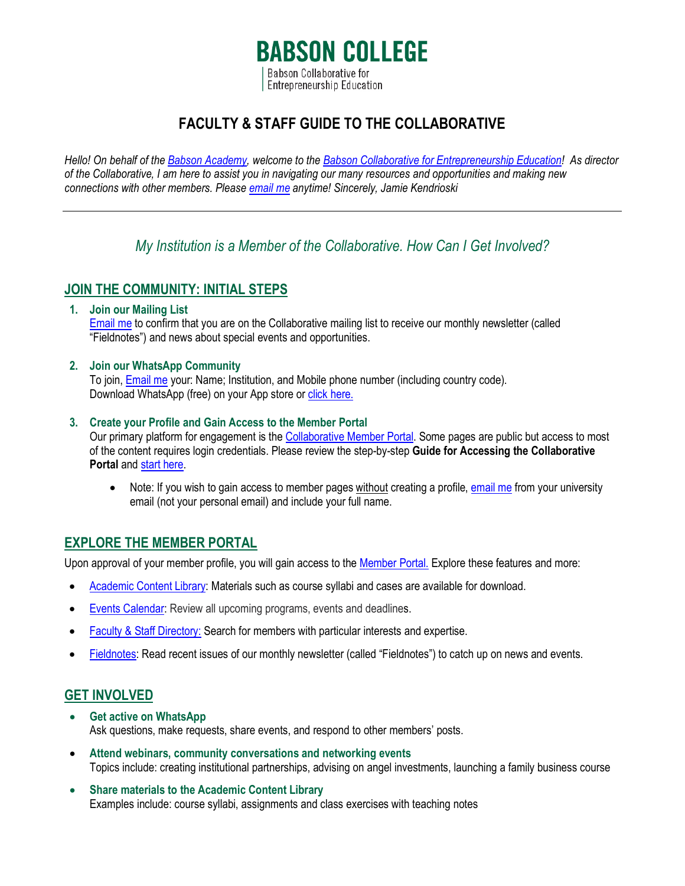# BABSON COLLEGE

Babson Collaborative for Entrepreneurship Education

## FACULTY & STAFF GUIDE TO THE COLLABORATIVE

*Hello! On behalf of the Babson Academy, welcome to the Babson Collaborative for Entrepreneurship Education! As director of the Collaborative, I am here to assist you in navigating our many resources and opportunities and making new connections with other members. Please email me anytime! Sincerely, Jamie Kendrioski*

---

### *My Institution is a Member of the Collaborative. How Can I Get Involved?*

## JOIN THE COMMUNITY: INITIAL STEPS

1. **Join our Mailing List**
   Email me to confirm that you are on the Collaborative mailing list to receive our monthly newsletter (called "Fieldnotes") and news about special events and opportunities.

2. **Join our WhatsApp Community**
   To join, Email me your: Name; Institution, and Mobile phone number (including country code).
   Download WhatsApp (free) on your App store or click here.

3. **Create your Profile and Gain Access to the Member Portal**
   Our primary platform for engagement is the Collaborative Member Portal. Some pages are public but access to most of the content requires login credentials. Please review the step-by-step **Guide for Accessing the Collaborative Portal** and start here.

   - Note: If you wish to gain access to member pages without creating a profile, email me from your university email (not your personal email) and include your full name.

## EXPLORE THE MEMBER PORTAL

Upon approval of your member profile, you will gain access to the Member Portal. Explore these features and more:

- Academic Content Library: Materials such as course syllabi and cases are available for download.
- Events Calendar: Review all upcoming programs, events and deadlines.
- Faculty & Staff Directory: Search for members with particular interests and expertise.
- Fieldnotes: Read recent issues of our monthly newsletter (called "Fieldnotes") to catch up on news and events.

## GET INVOLVED

- **Get active on WhatsApp**
  Ask questions, make requests, share events, and respond to other members' posts.
- **Attend webinars, community conversations and networking events**
  Topics include: creating institutional partnerships, advising on angel investments, launching a family business course
- **Share materials to the Academic Content Library**
  Examples include: course syllabi, assignments and class exercises with teaching notes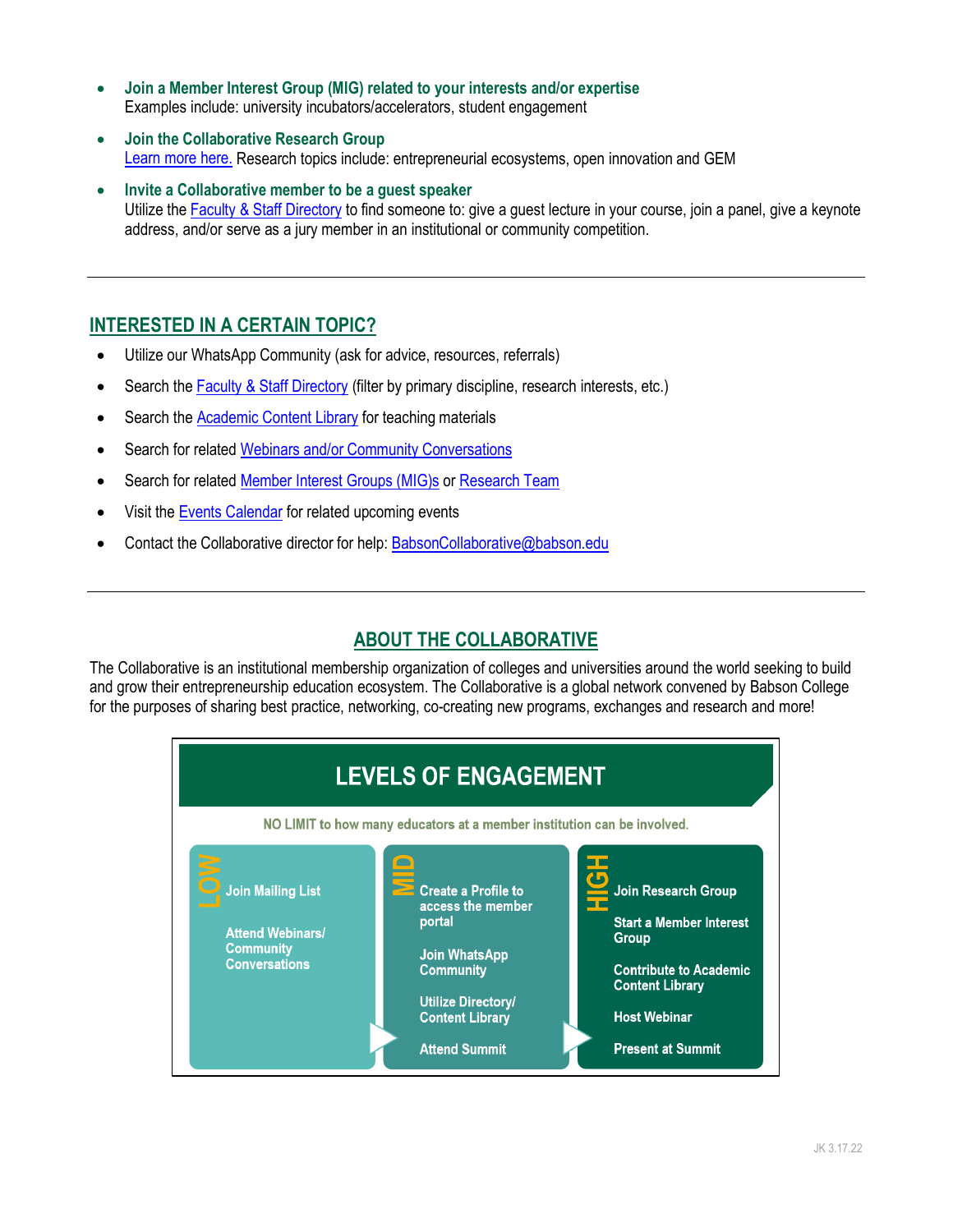- **Join a Member Interest Group (MIG) related to your interests and/or expertise**
  Examples include: university incubators/accelerators, student engagement
- **Join the Collaborative Research Group**
  Learn more here. Research topics include: entrepreneurial ecosystems, open innovation and GEM
- **Invite a Collaborative member to be a guest speaker**
  Utilize the Faculty & Staff Directory to find someone to: give a guest lecture in your course, join a panel, give a keynote address, and/or serve as a jury member in an institutional or community competition.

---

## INTERESTED IN A CERTAIN TOPIC?

- Utilize our WhatsApp Community (ask for advice, resources, referrals)
- Search the Faculty & Staff Directory (filter by primary discipline, research interests, etc.)
- Search the Academic Content Library for teaching materials
- Search for related Webinars and/or Community Conversations
- Search for related Member Interest Groups (MIG)s or Research Team
- Visit the Events Calendar for related upcoming events
- Contact the Collaborative director for help: BabsonCollaborative@babson.edu

---

## ABOUT THE COLLABORATIVE

The Collaborative is an institutional membership organization of colleges and universities around the world seeking to build and grow their entrepreneurship education ecosystem. The Collaborative is a global network convened by Babson College for the purposes of sharing best practice, networking, co-creating new programs, exchanges and research and more!

LEVELS OF ENGAGEMENT

NO LIMIT to how many educators at a member institution can be involved.

LOW
Join Mailing List
Attend Webinars/ Community Conversations

MID
Create a Profile to access the member portal
Join WhatsApp Community
Utilize Directory/ Content Library
Attend Summit

HIGH
Join Research Group
Start a Member Interest Group
Contribute to Academic Content Library
Host Webinar
Present at Summit

JK 3.17.22